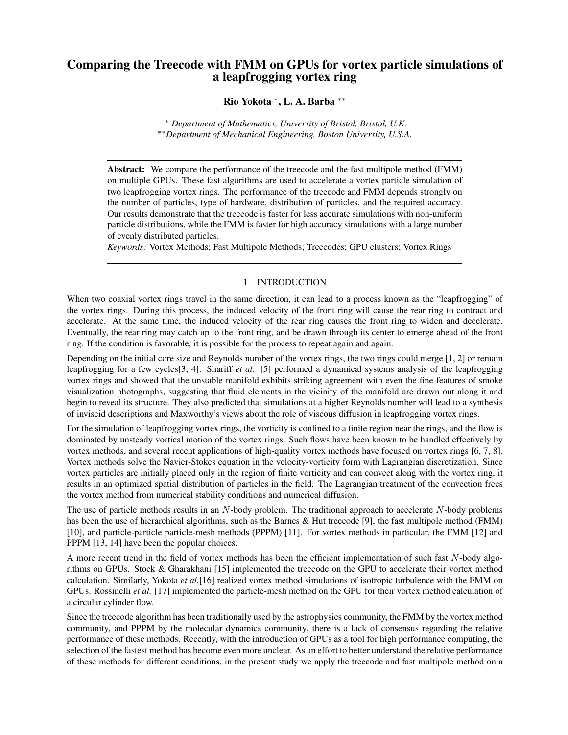# Comparing the Treecode with FMM on GPUs for vortex particle simulations of a leapfrogging vortex ring

**Rio Yokota** [*], **L. A. Barba** [**]

[*] *Department of Mathematics, University of Bristol, Bristol, U.K.*
[**] *Department of Mechanical Engineering, Boston University, U.S.A.*

---

**Abstract:** We compare the performance of the treecode and the fast multipole method (FMM) on multiple GPUs. These fast algorithms are used to accelerate a vortex particle simulation of two leapfrogging vortex rings. The performance of the treecode and FMM depends strongly on the number of particles, type of hardware, distribution of particles, and the required accuracy. Our results demonstrate that the treecode is faster for less accurate simulations with non-uniform particle distributions, while the FMM is faster for high accuracy simulations with a large number of evenly distributed particles.

*Keywords:* Vortex Methods; Fast Multipole Methods; Treecodes; GPU clusters; Vortex Rings

---

## 1 INTRODUCTION

When two coaxial vortex rings travel in the same direction, it can lead to a process known as the "leapfrogging" of the vortex rings. During this process, the induced velocity of the front ring will cause the rear ring to contract and accelerate. At the same time, the induced velocity of the rear ring causes the front ring to widen and decelerate. Eventually, the rear ring may catch up to the front ring, and be drawn through its center to emerge ahead of the front ring. If the condition is favorable, it is possible for the process to repeat again and again.

Depending on the initial core size and Reynolds number of the vortex rings, the two rings could merge [1, 2] or remain leapfrogging for a few cycles[3, 4]. Shariff *et al.* [5] performed a dynamical systems analysis of the leapfrogging vortex rings and showed that the unstable manifold exhibits striking agreement with even the fine features of smoke visualization photographs, suggesting that fluid elements in the vicinity of the manifold are drawn out along it and begin to reveal its structure. They also predicted that simulations at a higher Reynolds number will lead to a synthesis of inviscid descriptions and Maxworthy's views about the role of viscous diffusion in leapfrogging vortex rings.

For the simulation of leapfrogging vortex rings, the vorticity is confined to a finite region near the rings, and the flow is dominated by unsteady vortical motion of the vortex rings. Such flows have been known to be handled effectively by vortex methods, and several recent applications of high-quality vortex methods have focused on vortex rings [6, 7, 8]. Vortex methods solve the Navier-Stokes equation in the velocity-vorticity form with Lagrangian discretization. Since vortex particles are initially placed only in the region of finite vorticity and can convect along with the vortex ring, it results in an optimized spatial distribution of particles in the field. The Lagrangian treatment of the convection frees the vortex method from numerical stability conditions and numerical diffusion.

The use of particle methods results in an $N$-body problem. The traditional approach to accelerate $N$-body problems has been the use of hierarchical algorithms, such as the Barnes & Hut treecode [9], the fast multipole method (FMM) [10], and particle-particle particle-mesh methods (PPPM) [11]. For vortex methods in particular, the FMM [12] and PPPM [13, 14] have been the popular choices.

A more recent trend in the field of vortex methods has been the efficient implementation of such fast $N$-body algorithms on GPUs. Stock & Gharakhani [15] implemented the treecode on the GPU to accelerate their vortex method calculation. Similarly, Yokota *et al.*[16] realized vortex method simulations of isotropic turbulence with the FMM on GPUs. Rossinelli *et al.* [17] implemented the particle-mesh method on the GPU for their vortex method calculation of a circular cylinder flow.

Since the treecode algorithm has been traditionally used by the astrophysics community, the FMM by the vortex method community, and PPPM by the molecular dynamics community, there is a lack of consensus regarding the relative performance of these methods. Recently, with the introduction of GPUs as a tool for high performance computing, the selection of the fastest method has become even more unclear. As an effort to better understand the relative performance of these methods for different conditions, in the present study we apply the treecode and fast multipole method on a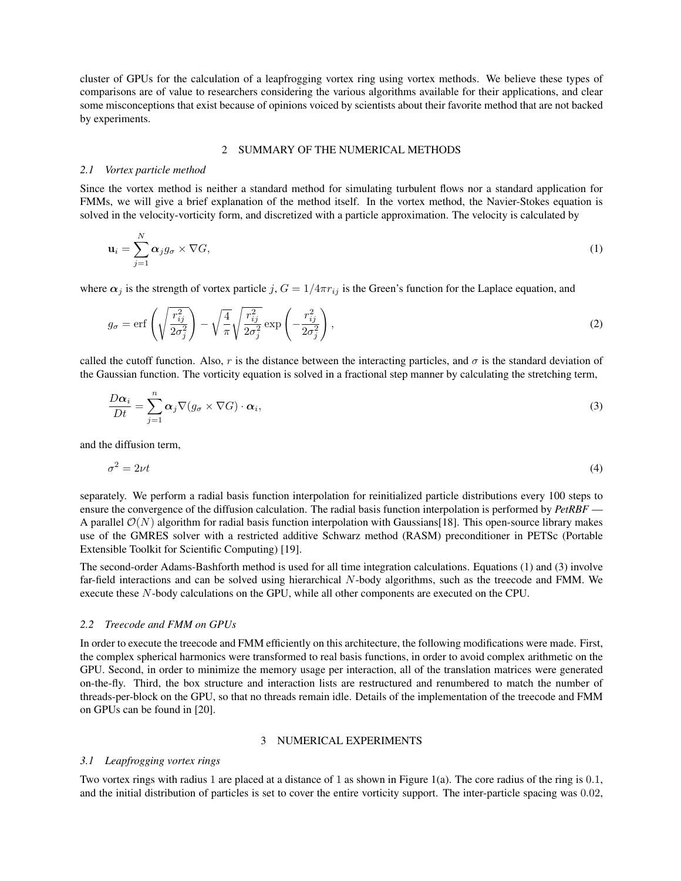cluster of GPUs for the calculation of a leapfrogging vortex ring using vortex methods. We believe these types of comparisons are of value to researchers considering the various algorithms available for their applications, and clear some misconceptions that exist because of opinions voiced by scientists about their favorite method that are not backed by experiments.

## 2 SUMMARY OF THE NUMERICAL METHODS

### 2.1 *Vortex particle method*

Since the vortex method is neither a standard method for simulating turbulent flows nor a standard application for FMMs, we will give a brief explanation of the method itself. In the vortex method, the Navier-Stokes equation is solved in the velocity-vorticity form, and discretized with a particle approximation. The velocity is calculated by

$$\mathbf{u}_i = \sum_{j=1}^{N} \boldsymbol{\alpha}_j g_\sigma \times \nabla G, \tag{1}$$

where $\boldsymbol{\alpha}_j$ is the strength of vortex particle $j$, $G = 1/4\pi r_{ij}$ is the Green's function for the Laplace equation, and

$$g_\sigma = \mathrm{erf}\left(\sqrt{\frac{r_{ij}^2}{2\sigma_j^2}}\right) - \sqrt{\frac{4}{\pi}}\sqrt{\frac{r_{ij}^2}{2\sigma_j^2}}\exp\left(-\frac{r_{ij}^2}{2\sigma_j^2}\right), \tag{2}$$

called the cutoff function. Also, $r$ is the distance between the interacting particles, and $\sigma$ is the standard deviation of the Gaussian function. The vorticity equation is solved in a fractional step manner by calculating the stretching term,

$$\frac{D\boldsymbol{\alpha}_i}{Dt} = \sum_{j=1}^{n} \boldsymbol{\alpha}_j \nabla(g_\sigma \times \nabla G) \cdot \boldsymbol{\alpha}_i, \tag{3}$$

and the diffusion term,

$$\sigma^2 = 2\nu t \tag{4}$$

separately. We perform a radial basis function interpolation for reinitialized particle distributions every 100 steps to ensure the convergence of the diffusion calculation. The radial basis function interpolation is performed by *PetRBF* — A parallel $\mathcal{O}(N)$ algorithm for radial basis function interpolation with Gaussians[18]. This open-source library makes use of the GMRES solver with a restricted additive Schwarz method (RASM) preconditioner in PETSc (Portable Extensible Toolkit for Scientific Computing) [19].

The second-order Adams-Bashforth method is used for all time integration calculations. Equations (1) and (3) involve far-field interactions and can be solved using hierarchical $N$-body algorithms, such as the treecode and FMM. We execute these $N$-body calculations on the GPU, while all other components are executed on the CPU.

### 2.2 *Treecode and FMM on GPUs*

In order to execute the treecode and FMM efficiently on this architecture, the following modifications were made. First, the complex spherical harmonics were transformed to real basis functions, in order to avoid complex arithmetic on the GPU. Second, in order to minimize the memory usage per interaction, all of the translation matrices were generated on-the-fly. Third, the box structure and interaction lists are restructured and renumbered to match the number of threads-per-block on the GPU, so that no threads remain idle. Details of the implementation of the treecode and FMM on GPUs can be found in [20].

## 3 NUMERICAL EXPERIMENTS

### 3.1 *Leapfrogging vortex rings*

Two vortex rings with radius 1 are placed at a distance of 1 as shown in Figure 1(a). The core radius of the ring is 0.1, and the initial distribution of particles is set to cover the entire vorticity support. The inter-particle spacing was 0.02,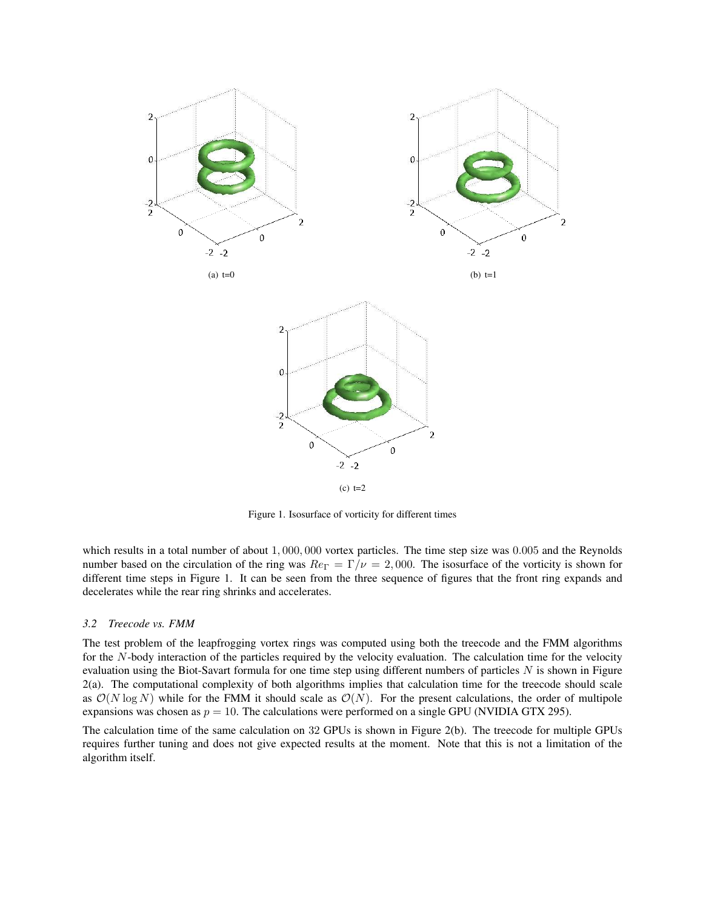(a) t=0

(b) t=1

(c) t=2

Figure 1. Isosurface of vorticity for different times

which results in a total number of about $1,000,000$ vortex particles. The time step size was $0.005$ and the Reynolds number based on the circulation of the ring was $Re_\Gamma = \Gamma/\nu = 2,000$. The isosurface of the vorticity is shown for different time steps in Figure 1. It can be seen from the three sequence of figures that the front ring expands and decelerates while the rear ring shrinks and accelerates.

### *3.2 Treecode vs. FMM*

The test problem of the leapfrogging vortex rings was computed using both the treecode and the FMM algorithms for the $N$-body interaction of the particles required by the velocity evaluation. The calculation time for the velocity evaluation using the Biot-Savart formula for one time step using different numbers of particles $N$ is shown in Figure 2(a). The computational complexity of both algorithms implies that calculation time for the treecode should scale as $\mathcal{O}(N \log N)$ while for the FMM it should scale as $\mathcal{O}(N)$. For the present calculations, the order of multipole expansions was chosen as $p = 10$. The calculations were performed on a single GPU (NVIDIA GTX 295).

The calculation time of the same calculation on 32 GPUs is shown in Figure 2(b). The treecode for multiple GPUs requires further tuning and does not give expected results at the moment. Note that this is not a limitation of the algorithm itself.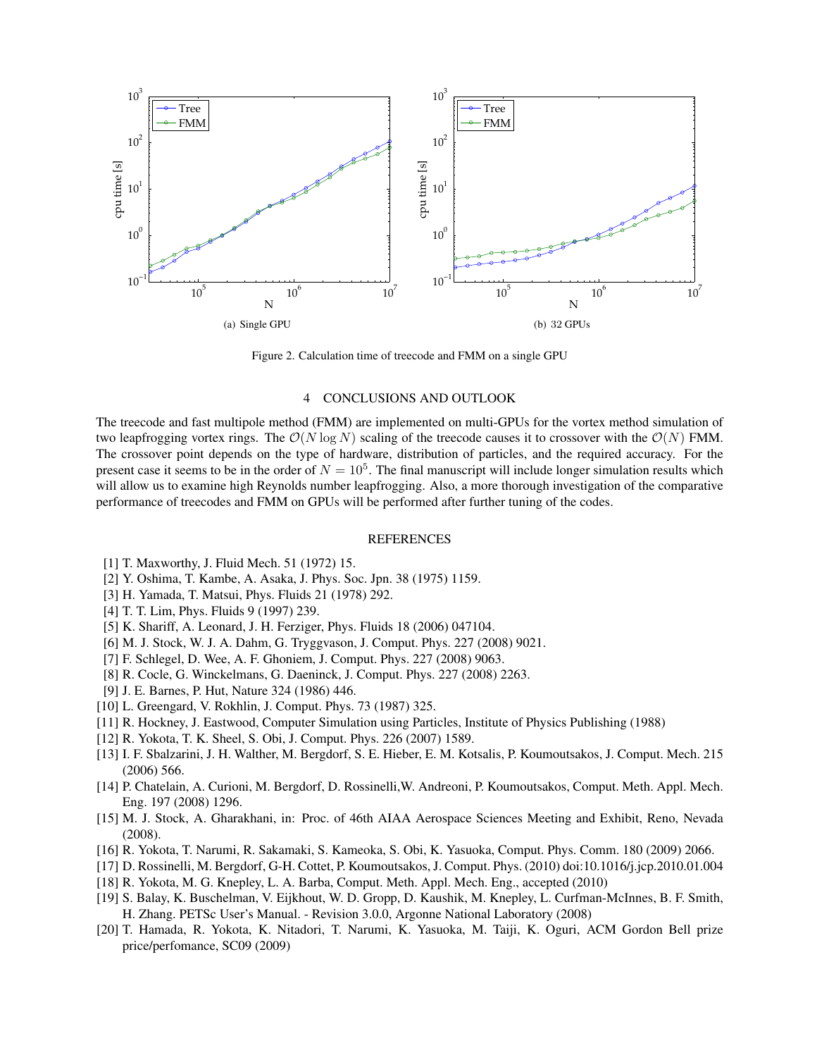$10^3$

Tree

FMM

$10^2$

cpu time [s]

$10^1$

$10^0$

$10^{-1}$

$10^5$ $10^6$ $10^7$

N

(a) Single GPU

$10^3$

Tree

FMM

$10^2$

cpu time [s]

$10^1$

$10^0$

$10^{-1}$

$10^5$ $10^6$ $10^7$

N

(b) 32 GPUs

Figure 2. Calculation time of treecode and FMM on a single GPU

## 4 CONCLUSIONS AND OUTLOOK

The treecode and fast multipole method (FMM) are implemented on multi-GPUs for the vortex method simulation of two leapfrogging vortex rings. The $\mathcal{O}(N \log N)$ scaling of the treecode causes it to crossover with the $\mathcal{O}(N)$ FMM. The crossover point depends on the type of hardware, distribution of particles, and the required accuracy. For the present case it seems to be in the order of $N = 10^5$. The final manuscript will include longer simulation results which will allow us to examine high Reynolds number leapfrogging. Also, a more thorough investigation of the comparative performance of treecodes and FMM on GPUs will be performed after further tuning of the codes.

## REFERENCES

[1] T. Maxworthy, J. Fluid Mech. 51 (1972) 15.
[2] Y. Oshima, T. Kambe, A. Asaka, J. Phys. Soc. Jpn. 38 (1975) 1159.
[3] H. Yamada, T. Matsui, Phys. Fluids 21 (1978) 292.
[4] T. T. Lim, Phys. Fluids 9 (1997) 239.
[5] K. Shariff, A. Leonard, J. H. Ferziger, Phys. Fluids 18 (2006) 047104.
[6] M. J. Stock, W. J. A. Dahm, G. Tryggvason, J. Comput. Phys. 227 (2008) 9021.
[7] F. Schlegel, D. Wee, A. F. Ghoniem, J. Comput. Phys. 227 (2008) 9063.
[8] R. Cocle, G. Winckelmans, G. Daeninck, J. Comput. Phys. 227 (2008) 2263.
[9] J. E. Barnes, P. Hut, Nature 324 (1986) 446.
[10] L. Greengard, V. Rokhlin, J. Comput. Phys. 73 (1987) 325.
[11] R. Hockney, J. Eastwood, Computer Simulation using Particles, Institute of Physics Publishing (1988)
[12] R. Yokota, T. K. Sheel, S. Obi, J. Comput. Phys. 226 (2007) 1589.
[13] I. F. Sbalzarini, J. H. Walther, M. Bergdorf, S. E. Hieber, E. M. Kotsalis, P. Koumoutsakos, J. Comput. Mech. 215 (2006) 566.
[14] P. Chatelain, A. Curioni, M. Bergdorf, D. Rossinelli,W. Andreoni, P. Koumoutsakos, Comput. Meth. Appl. Mech. Eng. 197 (2008) 1296.
[15] M. J. Stock, A. Gharakhani, in: Proc. of 46th AIAA Aerospace Sciences Meeting and Exhibit, Reno, Nevada (2008).
[16] R. Yokota, T. Narumi, R. Sakamaki, S. Kameoka, S. Obi, K. Yasuoka, Comput. Phys. Comm. 180 (2009) 2066.
[17] D. Rossinelli, M. Bergdorf, G-H. Cottet, P. Koumoutsakos, J. Comput. Phys. (2010) doi:10.1016/j.jcp.2010.01.004
[18] R. Yokota, M. G. Knepley, L. A. Barba, Comput. Meth. Appl. Mech. Eng., accepted (2010)
[19] S. Balay, K. Buschelman, V. Eijkhout, W. D. Gropp, D. Kaushik, M. Knepley, L. Curfman-McInnes, B. F. Smith, H. Zhang. PETSc User's Manual. - Revision 3.0.0, Argonne National Laboratory (2008)
[20] T. Hamada, R. Yokota, K. Nitadori, T. Narumi, K. Yasuoka, M. Taiji, K. Oguri, ACM Gordon Bell prize price/perfomance, SC09 (2009)